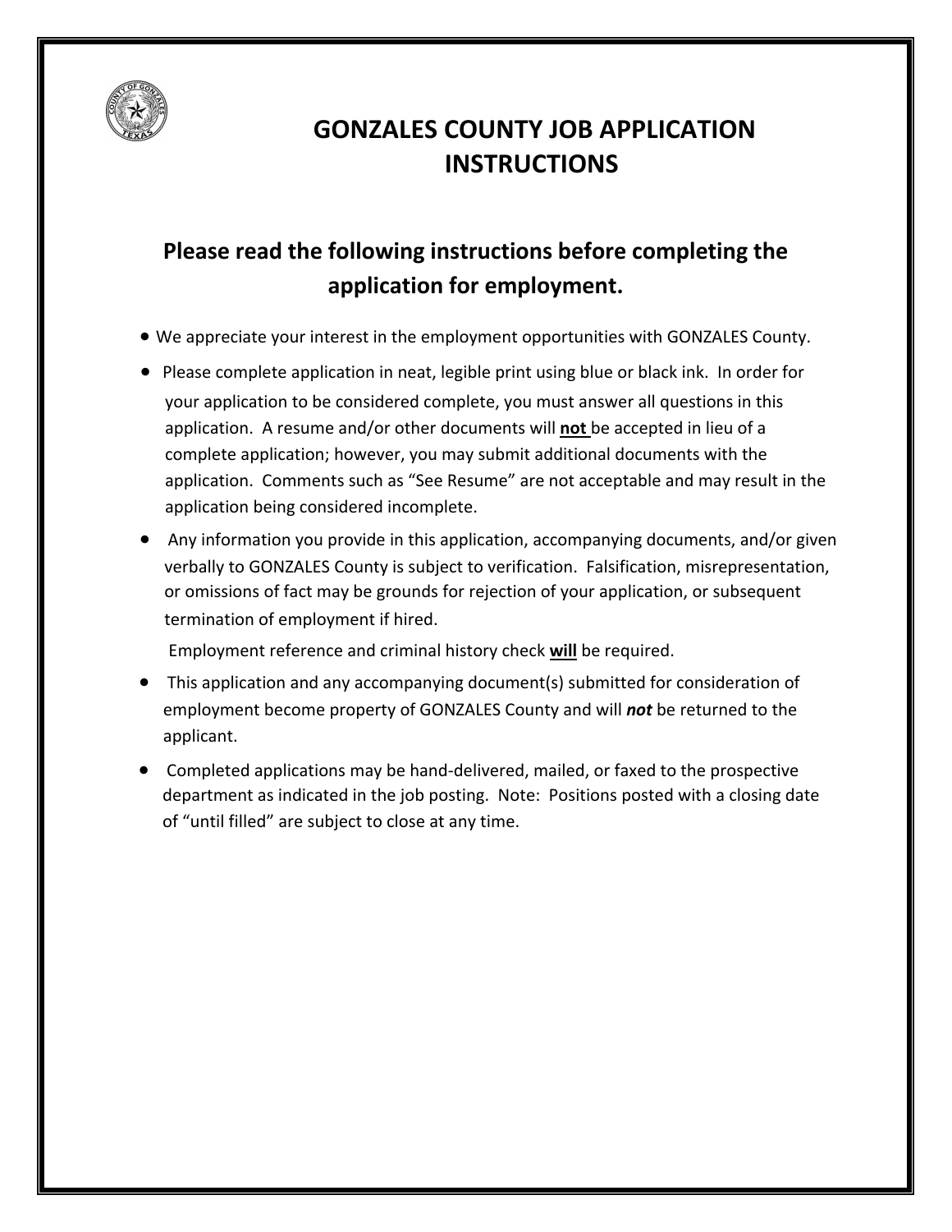# GONZALES COUNTY JOB APPLICATION INSTRUCTIONS

## Please read the following instructions before completing the application for employment.

- We appreciate your interest in the employment opportunities with GONZALES County.
- Please complete application in neat, legible print using blue or black ink. In order for your application to be considered complete, you must answer all questions in this application. A resume and/or other documents will **not** be accepted in lieu of a complete application; however, you may submit additional documents with the application. Comments such as "See Resume" are not acceptable and may result in the application being considered incomplete.
- Any information you provide in this application, accompanying documents, and/or given verbally to GONZALES County is subject to verification. Falsification, misrepresentation, or omissions of fact may be grounds for rejection of your application, or subsequent termination of employment if hired.

  Employment reference and criminal history check **will** be required.
- This application and any accompanying document(s) submitted for consideration of employment become property of GONZALES County and will ***not*** be returned to the applicant.
- Completed applications may be hand-delivered, mailed, or faxed to the prospective department as indicated in the job posting. Note: Positions posted with a closing date of "until filled" are subject to close at any time.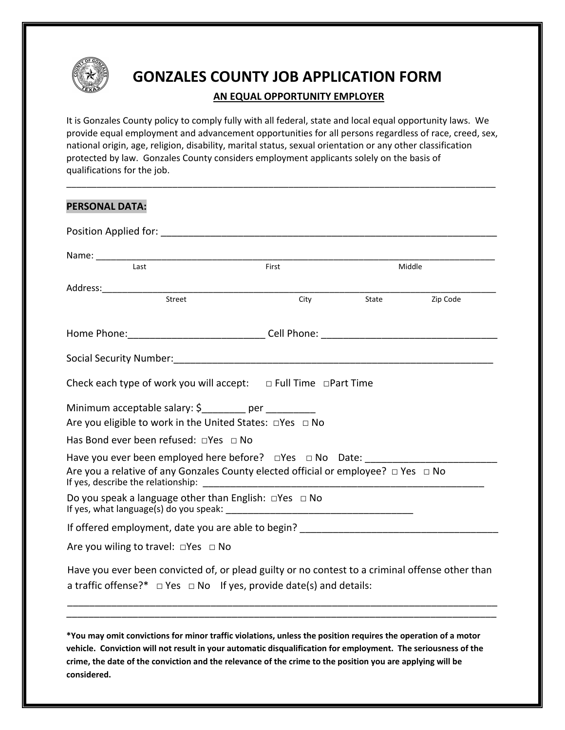# GONZALES COUNTY JOB APPLICATION FORM

**AN EQUAL OPPORTUNITY EMPLOYER**

It is Gonzales County policy to comply fully with all federal, state and local equal opportunity laws. We provide equal employment and advancement opportunities for all persons regardless of race, creed, sex, national origin, age, religion, disability, marital status, sexual orientation or any other classification protected by law. Gonzales County considers employment applicants solely on the basis of qualifications for the job.

---

**PERSONAL DATA:**

Position Applied for: ______________________________________________________________

Name: ______________________________________________________________________________
Last First Middle

Address:____________________________________________________________________________
Street City State Zip Code

Home Phone:_________________________ Cell Phone: ________________________________

Social Security Number:______________________________________________________________

Check each type of work you will accept: □ Full Time □Part Time

Minimum acceptable salary: $________ per _________

Are you eligible to work in the United States: □Yes □ No

Has Bond ever been refused: □Yes □ No

Have you ever been employed here before? □Yes □ No Date: ________________________

Are you a relative of any Gonzales County elected official or employee? □ Yes □ No

If yes, describe the relationship: ________________________________________________________

Do you speak a language other than English: □Yes □ No

If yes, what language(s) do you speak: ____________________________________

If offered employment, date you are able to begin? ____________________________________

Are you wiling to travel: □Yes □ No

Have you ever been convicted of, or plead guilty or no contest to a criminal offense other than a traffic offense?* □ Yes □ No If yes, provide date(s) and details:

_____________________________________________________________________________________

_____________________________________________________________________________________

***You may omit convictions for minor traffic violations, unless the position requires the operation of a motor vehicle. Conviction will not result in your automatic disqualification for employment. The seriousness of the crime, the date of the conviction and the relevance of the crime to the position you are applying will be considered.**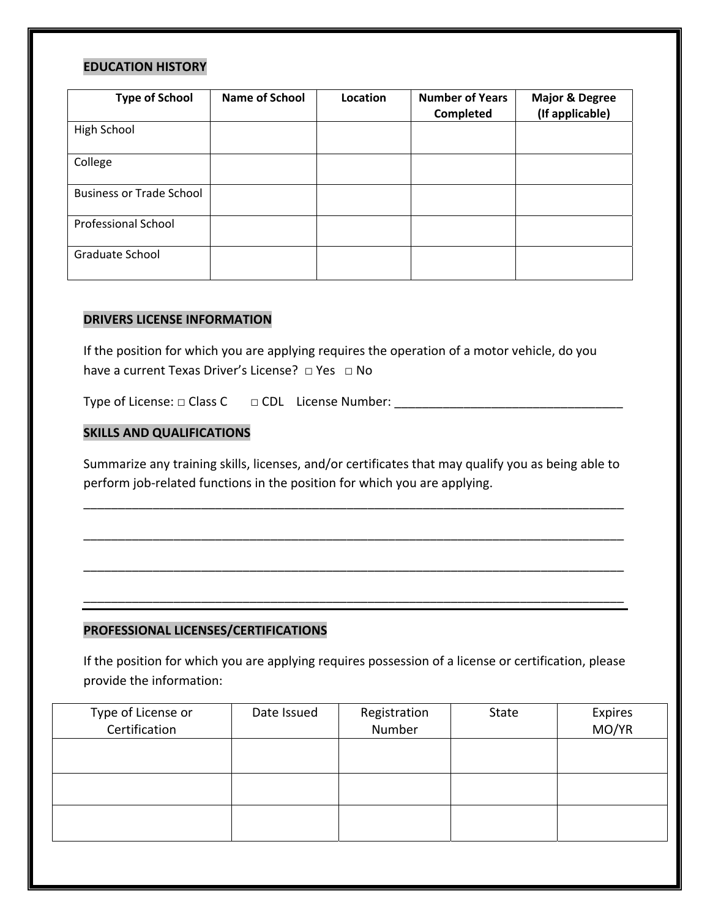## EDUCATION HISTORY

| Type of School | Name of School | Location | Number of Years Completed | Major & Degree (If applicable) |
|---|---|---|---|---|
| High School | | | | |
| College | | | | |
| Business or Trade School | | | | |
| Professional School | | | | |
| Graduate School | | | | |

## DRIVERS LICENSE INFORMATION

If the position for which you are applying requires the operation of a motor vehicle, do you have a current Texas Driver's License? □ Yes □ No

Type of License: □ Class C □ CDL License Number: _________________________________

## SKILLS AND QUALIFICATIONS

Summarize any training skills, licenses, and/or certificates that may qualify you as being able to perform job-related functions in the position for which you are applying.

_______________________________________________________________________________

_______________________________________________________________________________

_______________________________________________________________________________

_______________________________________________________________________________

## PROFESSIONAL LICENSES/CERTIFICATIONS

If the position for which you are applying requires possession of a license or certification, please provide the information:

| Type of License or Certification | Date Issued | Registration Number | State | Expires MO/YR |
|---|---|---|---|---|
| | | | | |
| | | | | |
| | | | | |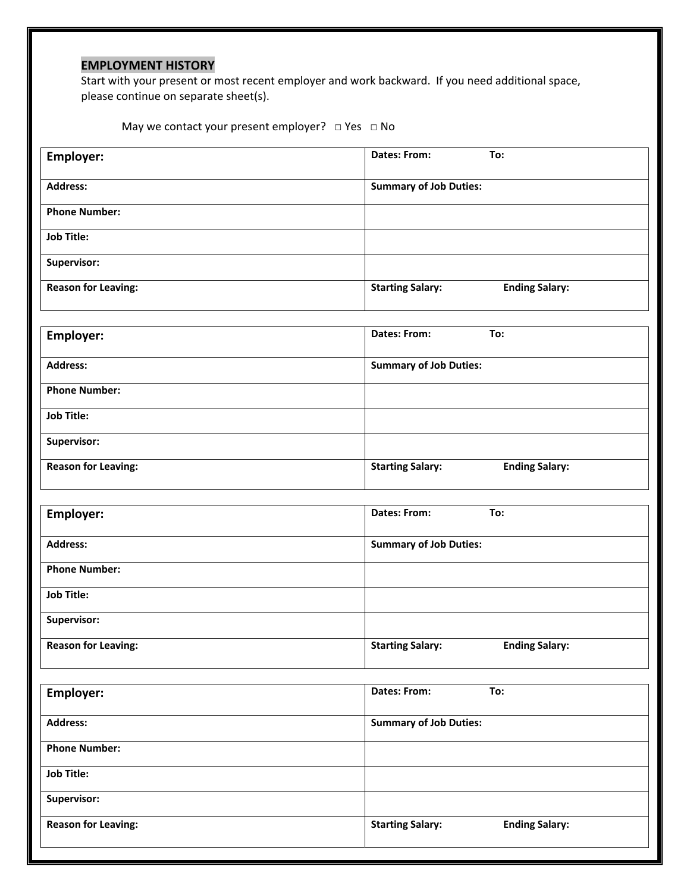## EMPLOYMENT HISTORY

Start with your present or most recent employer and work backward. If you need additional space, please continue on separate sheet(s).

May we contact your present employer? □ Yes □ No

| **Employer:** | **Dates: From: To:** |
|---|---|
| **Address:** | **Summary of Job Duties:** |
| **Phone Number:** | |
| **Job Title:** | |
| **Supervisor:** | |
| **Reason for Leaving:** | **Starting Salary: Ending Salary:** |

| **Employer:** | **Dates: From: To:** |
|---|---|
| **Address:** | **Summary of Job Duties:** |
| **Phone Number:** | |
| **Job Title:** | |
| **Supervisor:** | |
| **Reason for Leaving:** | **Starting Salary: Ending Salary:** |

| **Employer:** | **Dates: From: To:** |
|---|---|
| **Address:** | **Summary of Job Duties:** |
| **Phone Number:** | |
| **Job Title:** | |
| **Supervisor:** | |
| **Reason for Leaving:** | **Starting Salary: Ending Salary:** |

| **Employer:** | **Dates: From: To:** |
|---|---|
| **Address:** | **Summary of Job Duties:** |
| **Phone Number:** | |
| **Job Title:** | |
| **Supervisor:** | |
| **Reason for Leaving:** | **Starting Salary: Ending Salary:** |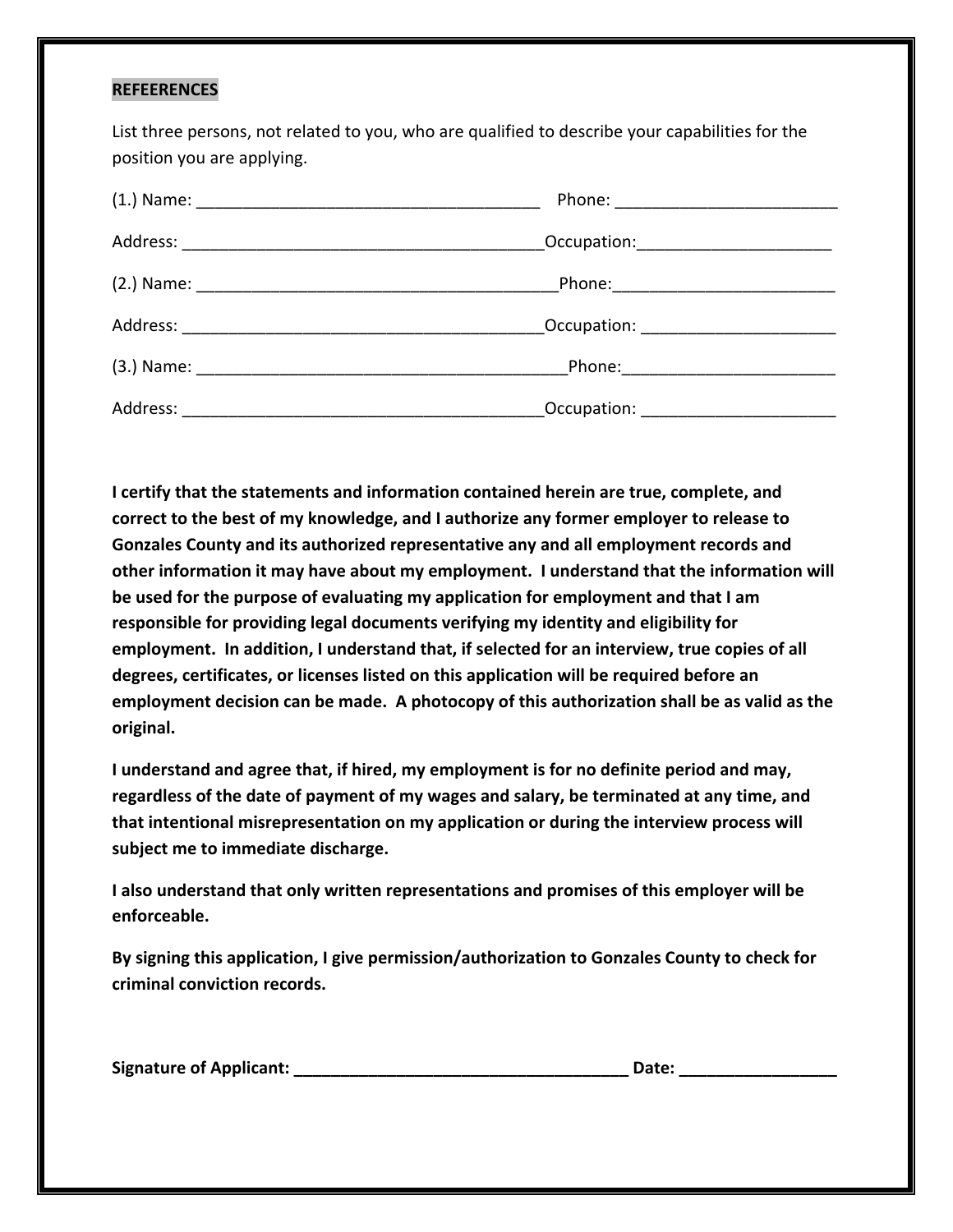**REFEERENCES**

List three persons, not related to you, who are qualified to describe your capabilities for the position you are applying.

(1.) Name: ______________________________________ Phone: ________________________

Address: ________________________________________Occupation:_____________________

(2.) Name: ________________________________________Phone:________________________

Address: ________________________________________Occupation: _____________________

(3.) Name: _________________________________________Phone:_______________________

Address: ________________________________________Occupation: _____________________

**I certify that the statements and information contained herein are true, complete, and correct to the best of my knowledge, and I authorize any former employer to release to Gonzales County and its authorized representative any and all employment records and other information it may have about my employment. I understand that the information will be used for the purpose of evaluating my application for employment and that I am responsible for providing legal documents verifying my identity and eligibility for employment. In addition, I understand that, if selected for an interview, true copies of all degrees, certificates, or licenses listed on this application will be required before an employment decision can be made. A photocopy of this authorization shall be as valid as the original.**

**I understand and agree that, if hired, my employment is for no definite period and may, regardless of the date of payment of my wages and salary, be terminated at any time, and that intentional misrepresentation on my application or during the interview process will subject me to immediate discharge.**

**I also understand that only written representations and promises of this employer will be enforceable.**

**By signing this application, I give permission/authorization to Gonzales County to check for criminal conviction records.**

**Signature of Applicant: _____________________________________ Date: _________________**